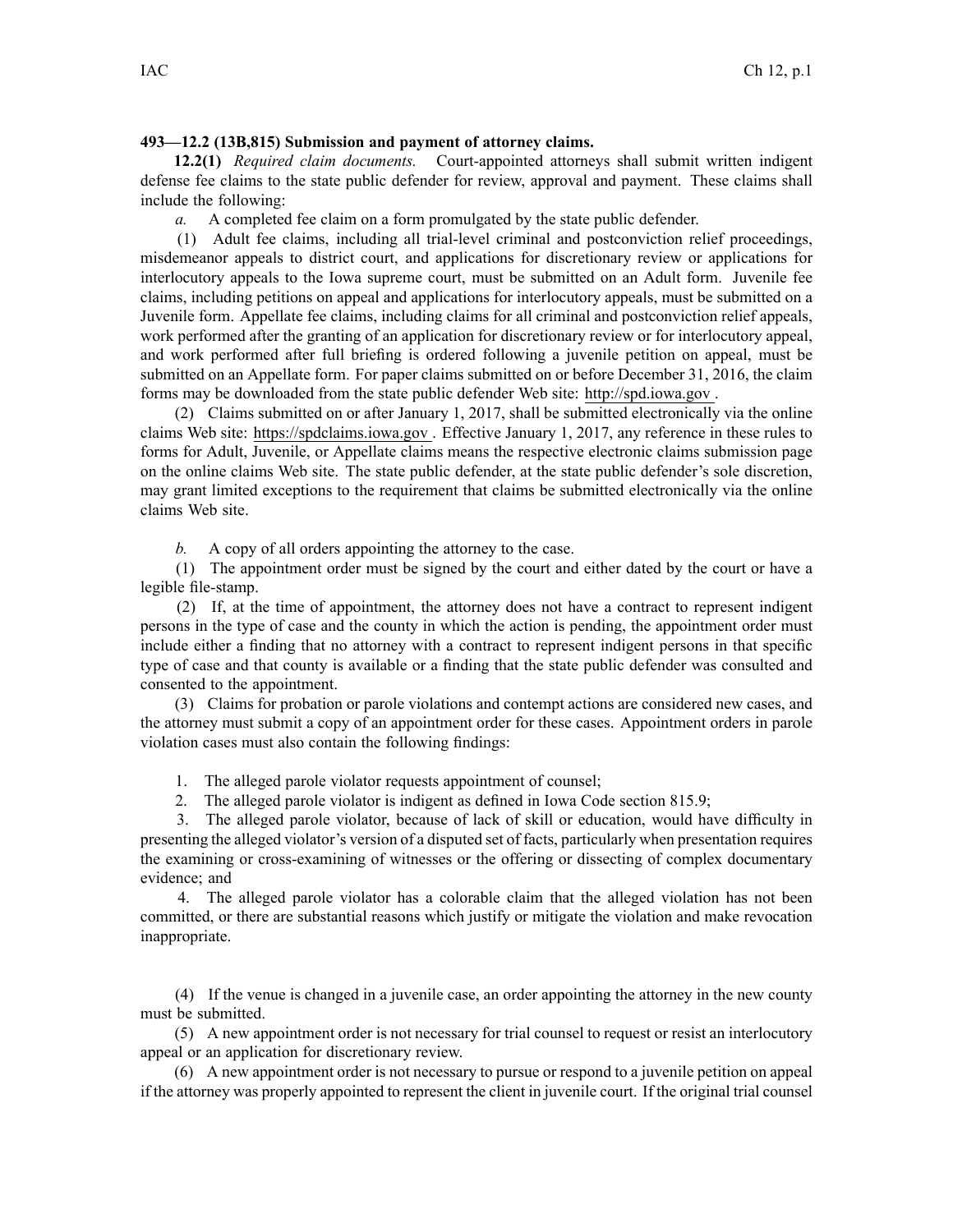**493—12.2 (13B,815) Submission and payment of attorney claims.**

**12.2(1)** *Required claim documents.* Court-appointed attorneys shall submit written indigent defense fee claims to the state public defender for review, approval and payment. These claims shall include the following:

*a.* A completed fee claim on a form promulgated by the state public defender.

(1) Adult fee claims, including all trial-level criminal and postconviction relief proceedings, misdemeanor appeals to district court, and applications for discretionary review or applications for interlocutory appeals to the Iowa supreme court, must be submitted on an Adult form. Juvenile fee claims, including petitions on appeal and applications for interlocutory appeals, must be submitted on a Juvenile form. Appellate fee claims, including claims for all criminal and postconviction relief appeals, work performed after the granting of an application for discretionary review or for interlocutory appeal, and work performed after full briefing is ordered following a juvenile petition on appeal, must be submitted on an Appellate form. For paper claims submitted on or before December 31, 2016, the claim forms may be downloaded from the state public defender Web site: http://spd.iowa.gov .

(2) Claims submitted on or after January 1, 2017, shall be submitted electronically via the online claims Web site: https://spdclaims.iowa.gov . Effective January 1, 2017, any reference in these rules to forms for Adult, Juvenile, or Appellate claims means the respective electronic claims submission page on the online claims Web site. The state public defender, at the state public defender's sole discretion, may grant limited exceptions to the requirement that claims be submitted electronically via the online claims Web site.

*b.* A copy of all orders appointing the attorney to the case.

(1) The appointment order must be signed by the court and either dated by the court or have a legible file-stamp.

(2) If, at the time of appointment, the attorney does not have a contract to represent indigent persons in the type of case and the county in which the action is pending, the appointment order must include either a finding that no attorney with a contract to represent indigent persons in that specific type of case and that county is available or a finding that the state public defender was consulted and consented to the appointment.

(3) Claims for probation or parole violations and contempt actions are considered new cases, and the attorney must submit a copy of an appointment order for these cases. Appointment orders in parole violation cases must also contain the following findings:

1. The alleged parole violator requests appointment of counsel;
2. The alleged parole violator is indigent as defined in Iowa Code section 815.9;
3. The alleged parole violator, because of lack of skill or education, would have difficulty in presenting the alleged violator's version of a disputed set of facts, particularly when presentation requires the examining or cross-examining of witnesses or the offering or dissecting of complex documentary evidence; and
4. The alleged parole violator has a colorable claim that the alleged violation has not been committed, or there are substantial reasons which justify or mitigate the violation and make revocation inappropriate.

(4) If the venue is changed in a juvenile case, an order appointing the attorney in the new county must be submitted.

(5) A new appointment order is not necessary for trial counsel to request or resist an interlocutory appeal or an application for discretionary review.

(6) A new appointment order is not necessary to pursue or respond to a juvenile petition on appeal if the attorney was properly appointed to represent the client in juvenile court. If the original trial counsel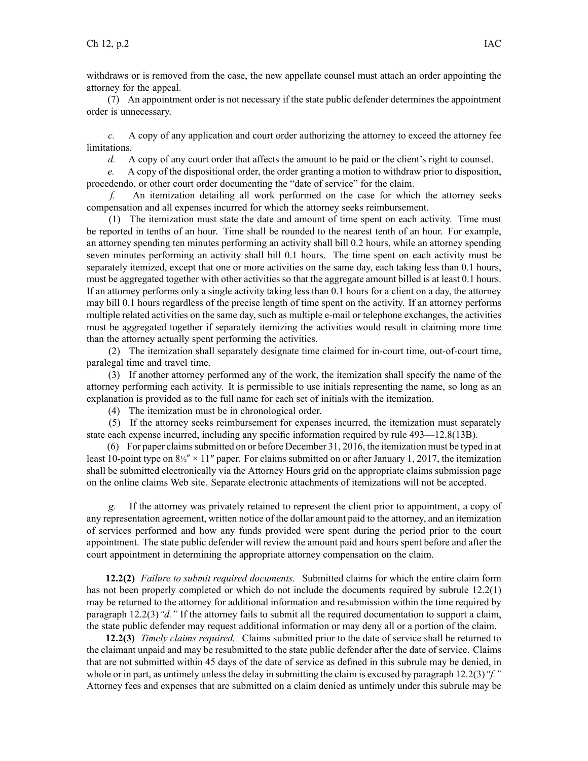withdraws or is removed from the case, the new appellate counsel must attach an order appointing the attorney for the appeal.

(7) An appointment order is not necessary if the state public defender determines the appointment order is unnecessary.

*c.* A copy of any application and court order authorizing the attorney to exceed the attorney fee limitations.

*d.* A copy of any court order that affects the amount to be paid or the client's right to counsel.

*e.* A copy of the dispositional order, the order granting a motion to withdraw prior to disposition, procedendo, or other court order documenting the "date of service" for the claim.

*f.* An itemization detailing all work performed on the case for which the attorney seeks compensation and all expenses incurred for which the attorney seeks reimbursement.

(1) The itemization must state the date and amount of time spent on each activity. Time must be reported in tenths of an hour. Time shall be rounded to the nearest tenth of an hour. For example, an attorney spending ten minutes performing an activity shall bill 0.2 hours, while an attorney spending seven minutes performing an activity shall bill 0.1 hours. The time spent on each activity must be separately itemized, except that one or more activities on the same day, each taking less than 0.1 hours, must be aggregated together with other activities so that the aggregate amount billed is at least 0.1 hours. If an attorney performs only a single activity taking less than 0.1 hours for a client on a day, the attorney may bill 0.1 hours regardless of the precise length of time spent on the activity. If an attorney performs multiple related activities on the same day, such as multiple e-mail or telephone exchanges, the activities must be aggregated together if separately itemizing the activities would result in claiming more time than the attorney actually spent performing the activities.

(2) The itemization shall separately designate time claimed for in-court time, out-of-court time, paralegal time and travel time.

(3) If another attorney performed any of the work, the itemization shall specify the name of the attorney performing each activity. It is permissible to use initials representing the name, so long as an explanation is provided as to the full name for each set of initials with the itemization.

(4) The itemization must be in chronological order.

(5) If the attorney seeks reimbursement for expenses incurred, the itemization must separately state each expense incurred, including any specific information required by rule 493—12.8(13B).

(6) For paper claims submitted on or before December 31, 2016, the itemization must be typed in at least 10-point type on 8½″ × 11″ paper. For claims submitted on or after January 1, 2017, the itemization shall be submitted electronically via the Attorney Hours grid on the appropriate claims submission page on the online claims Web site. Separate electronic attachments of itemizations will not be accepted.

*g.* If the attorney was privately retained to represent the client prior to appointment, a copy of any representation agreement, written notice of the dollar amount paid to the attorney, and an itemization of services performed and how any funds provided were spent during the period prior to the court appointment. The state public defender will review the amount paid and hours spent before and after the court appointment in determining the appropriate attorney compensation on the claim.

**12.2(2)** *Failure to submit required documents.* Submitted claims for which the entire claim form has not been properly completed or which do not include the documents required by subrule 12.2(1) may be returned to the attorney for additional information and resubmission within the time required by paragraph 12.2(3)*"d."* If the attorney fails to submit all the required documentation to support a claim, the state public defender may request additional information or may deny all or a portion of the claim.

**12.2(3)** *Timely claims required.* Claims submitted prior to the date of service shall be returned to the claimant unpaid and may be resubmitted to the state public defender after the date of service. Claims that are not submitted within 45 days of the date of service as defined in this subrule may be denied, in whole or in part, as untimely unless the delay in submitting the claim is excused by paragraph 12.2(3)*"f."* Attorney fees and expenses that are submitted on a claim denied as untimely under this subrule may be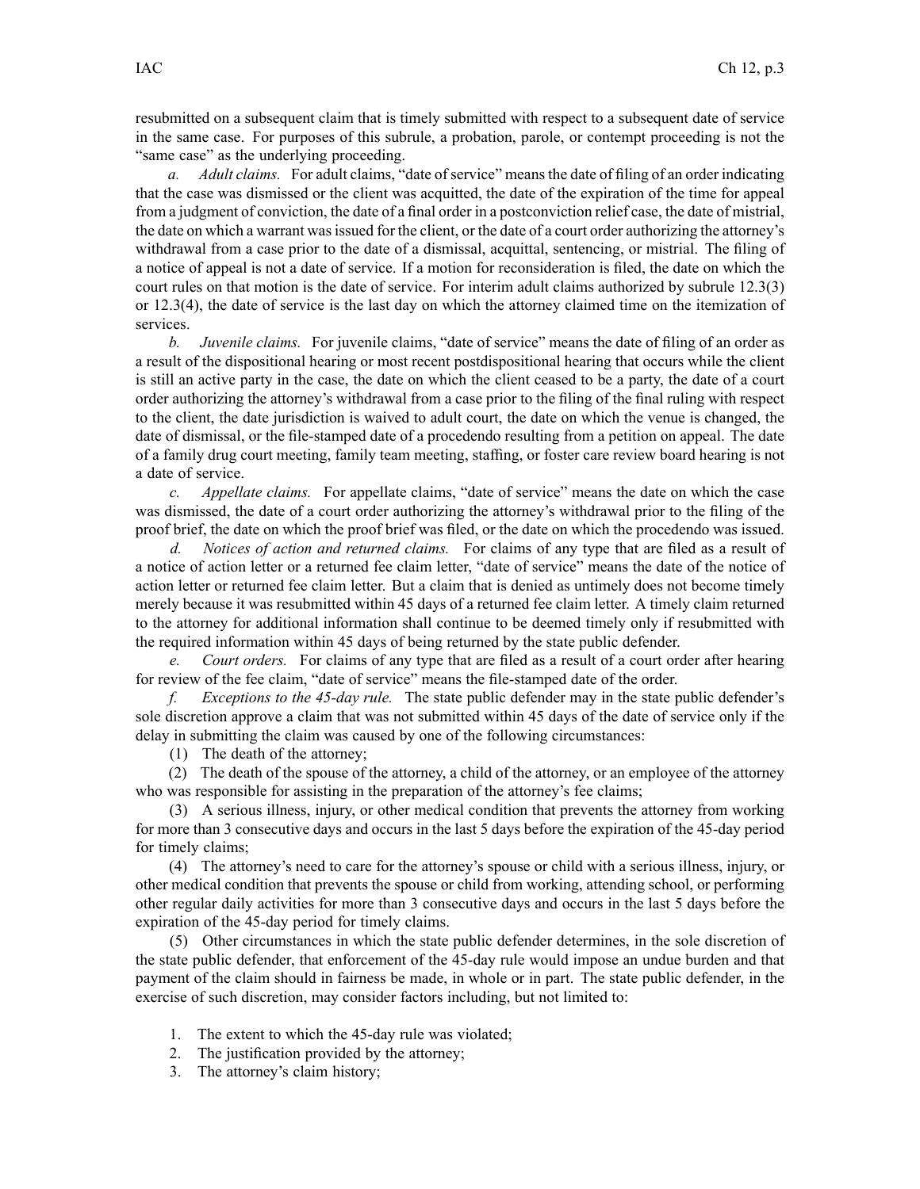resubmitted on a subsequent claim that is timely submitted with respect to a subsequent date of service in the same case. For purposes of this subrule, a probation, parole, or contempt proceeding is not the "same case" as the underlying proceeding.

*a. Adult claims.* For adult claims, "date of service" means the date of filing of an order indicating that the case was dismissed or the client was acquitted, the date of the expiration of the time for appeal from a judgment of conviction, the date of a final order in a postconviction relief case, the date of mistrial, the date on which a warrant was issued for the client, or the date of a court order authorizing the attorney's withdrawal from a case prior to the date of a dismissal, acquittal, sentencing, or mistrial. The filing of a notice of appeal is not a date of service. If a motion for reconsideration is filed, the date on which the court rules on that motion is the date of service. For interim adult claims authorized by subrule 12.3(3) or 12.3(4), the date of service is the last day on which the attorney claimed time on the itemization of services.

*b. Juvenile claims.* For juvenile claims, "date of service" means the date of filing of an order as a result of the dispositional hearing or most recent postdispositional hearing that occurs while the client is still an active party in the case, the date on which the client ceased to be a party, the date of a court order authorizing the attorney's withdrawal from a case prior to the filing of the final ruling with respect to the client, the date jurisdiction is waived to adult court, the date on which the venue is changed, the date of dismissal, or the file-stamped date of a procedendo resulting from a petition on appeal. The date of a family drug court meeting, family team meeting, staffing, or foster care review board hearing is not a date of service.

*c. Appellate claims.* For appellate claims, "date of service" means the date on which the case was dismissed, the date of a court order authorizing the attorney's withdrawal prior to the filing of the proof brief, the date on which the proof brief was filed, or the date on which the procedendo was issued.

*d. Notices of action and returned claims.* For claims of any type that are filed as a result of a notice of action letter or a returned fee claim letter, "date of service" means the date of the notice of action letter or returned fee claim letter. But a claim that is denied as untimely does not become timely merely because it was resubmitted within 45 days of a returned fee claim letter. A timely claim returned to the attorney for additional information shall continue to be deemed timely only if resubmitted with the required information within 45 days of being returned by the state public defender.

*e. Court orders.* For claims of any type that are filed as a result of a court order after hearing for review of the fee claim, "date of service" means the file-stamped date of the order.

*f. Exceptions to the 45-day rule.* The state public defender may in the state public defender's sole discretion approve a claim that was not submitted within 45 days of the date of service only if the delay in submitting the claim was caused by one of the following circumstances:

(1) The death of the attorney;

(2) The death of the spouse of the attorney, a child of the attorney, or an employee of the attorney who was responsible for assisting in the preparation of the attorney's fee claims;

(3) A serious illness, injury, or other medical condition that prevents the attorney from working for more than 3 consecutive days and occurs in the last 5 days before the expiration of the 45-day period for timely claims;

(4) The attorney's need to care for the attorney's spouse or child with a serious illness, injury, or other medical condition that prevents the spouse or child from working, attending school, or performing other regular daily activities for more than 3 consecutive days and occurs in the last 5 days before the expiration of the 45-day period for timely claims.

(5) Other circumstances in which the state public defender determines, in the sole discretion of the state public defender, that enforcement of the 45-day rule would impose an undue burden and that payment of the claim should in fairness be made, in whole or in part. The state public defender, in the exercise of such discretion, may consider factors including, but not limited to:

1. The extent to which the 45-day rule was violated;
2. The justification provided by the attorney;
3. The attorney's claim history;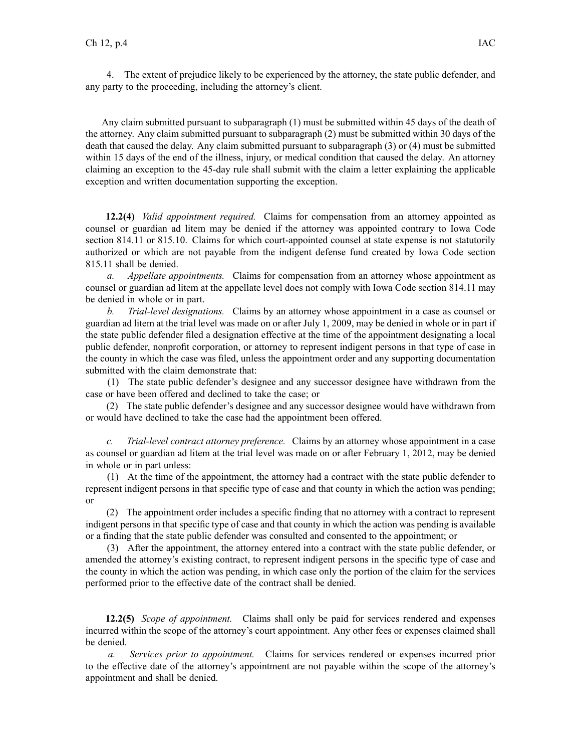4. The extent of prejudice likely to be experienced by the attorney, the state public defender, and any party to the proceeding, including the attorney's client.

Any claim submitted pursuant to subparagraph (1) must be submitted within 45 days of the death of the attorney. Any claim submitted pursuant to subparagraph (2) must be submitted within 30 days of the death that caused the delay. Any claim submitted pursuant to subparagraph (3) or (4) must be submitted within 15 days of the end of the illness, injury, or medical condition that caused the delay. An attorney claiming an exception to the 45-day rule shall submit with the claim a letter explaining the applicable exception and written documentation supporting the exception.

**12.2(4)** *Valid appointment required.* Claims for compensation from an attorney appointed as counsel or guardian ad litem may be denied if the attorney was appointed contrary to Iowa Code section 814.11 or 815.10. Claims for which court-appointed counsel at state expense is not statutorily authorized or which are not payable from the indigent defense fund created by Iowa Code section 815.11 shall be denied.

*a. Appellate appointments.* Claims for compensation from an attorney whose appointment as counsel or guardian ad litem at the appellate level does not comply with Iowa Code section 814.11 may be denied in whole or in part.

*b. Trial-level designations.* Claims by an attorney whose appointment in a case as counsel or guardian ad litem at the trial level was made on or after July 1, 2009, may be denied in whole or in part if the state public defender filed a designation effective at the time of the appointment designating a local public defender, nonprofit corporation, or attorney to represent indigent persons in that type of case in the county in which the case was filed, unless the appointment order and any supporting documentation submitted with the claim demonstrate that:

(1) The state public defender's designee and any successor designee have withdrawn from the case or have been offered and declined to take the case; or

(2) The state public defender's designee and any successor designee would have withdrawn from or would have declined to take the case had the appointment been offered.

*c. Trial-level contract attorney preference.* Claims by an attorney whose appointment in a case as counsel or guardian ad litem at the trial level was made on or after February 1, 2012, may be denied in whole or in part unless:

(1) At the time of the appointment, the attorney had a contract with the state public defender to represent indigent persons in that specific type of case and that county in which the action was pending; or

(2) The appointment order includes a specific finding that no attorney with a contract to represent indigent persons in that specific type of case and that county in which the action was pending is available or a finding that the state public defender was consulted and consented to the appointment; or

(3) After the appointment, the attorney entered into a contract with the state public defender, or amended the attorney's existing contract, to represent indigent persons in the specific type of case and the county in which the action was pending, in which case only the portion of the claim for the services performed prior to the effective date of the contract shall be denied.

**12.2(5)** *Scope of appointment.* Claims shall only be paid for services rendered and expenses incurred within the scope of the attorney's court appointment. Any other fees or expenses claimed shall be denied.

*a. Services prior to appointment.* Claims for services rendered or expenses incurred prior to the effective date of the attorney's appointment are not payable within the scope of the attorney's appointment and shall be denied.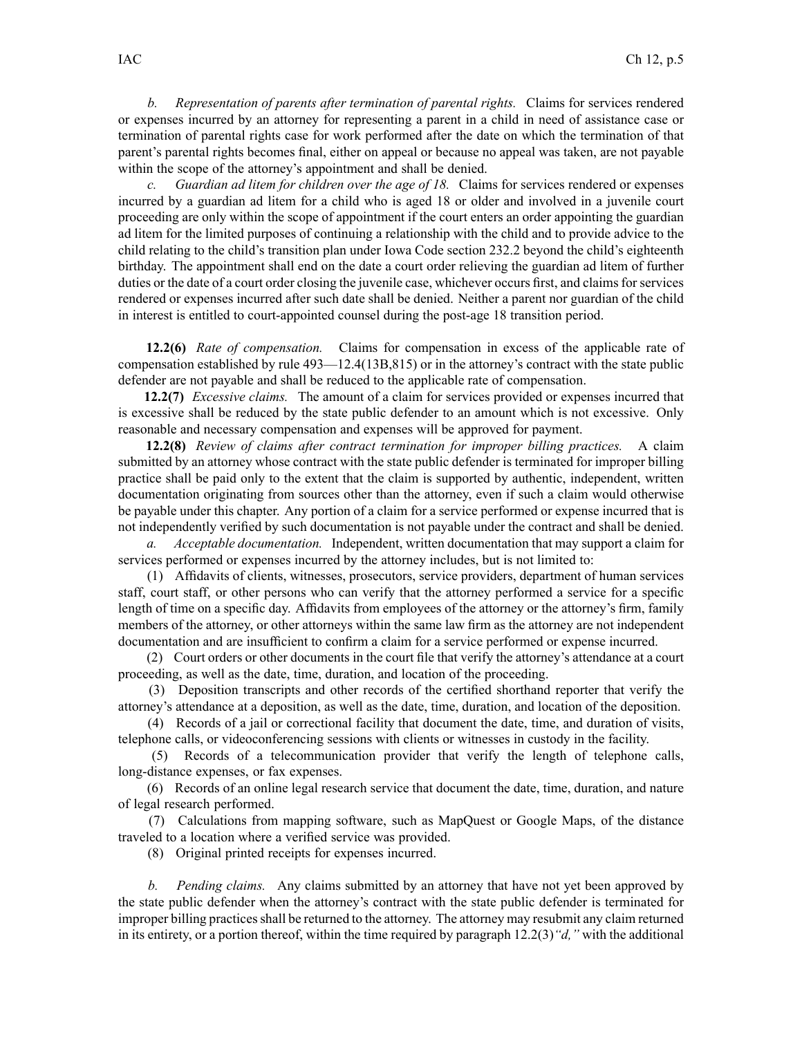*b. Representation of parents after termination of parental rights.* Claims for services rendered or expenses incurred by an attorney for representing a parent in a child in need of assistance case or termination of parental rights case for work performed after the date on which the termination of that parent's parental rights becomes final, either on appeal or because no appeal was taken, are not payable within the scope of the attorney's appointment and shall be denied.

*c. Guardian ad litem for children over the age of 18.* Claims for services rendered or expenses incurred by a guardian ad litem for a child who is aged 18 or older and involved in a juvenile court proceeding are only within the scope of appointment if the court enters an order appointing the guardian ad litem for the limited purposes of continuing a relationship with the child and to provide advice to the child relating to the child's transition plan under Iowa Code section 232.2 beyond the child's eighteenth birthday. The appointment shall end on the date a court order relieving the guardian ad litem of further duties or the date of a court order closing the juvenile case, whichever occurs first, and claims for services rendered or expenses incurred after such date shall be denied. Neither a parent nor guardian of the child in interest is entitled to court-appointed counsel during the post-age 18 transition period.

**12.2(6)** *Rate of compensation.* Claims for compensation in excess of the applicable rate of compensation established by rule 493—12.4(13B,815) or in the attorney's contract with the state public defender are not payable and shall be reduced to the applicable rate of compensation.

**12.2(7)** *Excessive claims.* The amount of a claim for services provided or expenses incurred that is excessive shall be reduced by the state public defender to an amount which is not excessive. Only reasonable and necessary compensation and expenses will be approved for payment.

**12.2(8)** *Review of claims after contract termination for improper billing practices.* A claim submitted by an attorney whose contract with the state public defender is terminated for improper billing practice shall be paid only to the extent that the claim is supported by authentic, independent, written documentation originating from sources other than the attorney, even if such a claim would otherwise be payable under this chapter. Any portion of a claim for a service performed or expense incurred that is not independently verified by such documentation is not payable under the contract and shall be denied.

*a. Acceptable documentation.* Independent, written documentation that may support a claim for services performed or expenses incurred by the attorney includes, but is not limited to:

(1) Affidavits of clients, witnesses, prosecutors, service providers, department of human services staff, court staff, or other persons who can verify that the attorney performed a service for a specific length of time on a specific day. Affidavits from employees of the attorney or the attorney's firm, family members of the attorney, or other attorneys within the same law firm as the attorney are not independent documentation and are insufficient to confirm a claim for a service performed or expense incurred.

(2) Court orders or other documents in the court file that verify the attorney's attendance at a court proceeding, as well as the date, time, duration, and location of the proceeding.

(3) Deposition transcripts and other records of the certified shorthand reporter that verify the attorney's attendance at a deposition, as well as the date, time, duration, and location of the deposition.

(4) Records of a jail or correctional facility that document the date, time, and duration of visits, telephone calls, or videoconferencing sessions with clients or witnesses in custody in the facility.

(5) Records of a telecommunication provider that verify the length of telephone calls, long-distance expenses, or fax expenses.

(6) Records of an online legal research service that document the date, time, duration, and nature of legal research performed.

(7) Calculations from mapping software, such as MapQuest or Google Maps, of the distance traveled to a location where a verified service was provided.

(8) Original printed receipts for expenses incurred.

*b. Pending claims.* Any claims submitted by an attorney that have not yet been approved by the state public defender when the attorney's contract with the state public defender is terminated for improper billing practices shall be returned to the attorney. The attorney may resubmit any claim returned in its entirety, or a portion thereof, within the time required by paragraph 12.2(3)*"d,"* with the additional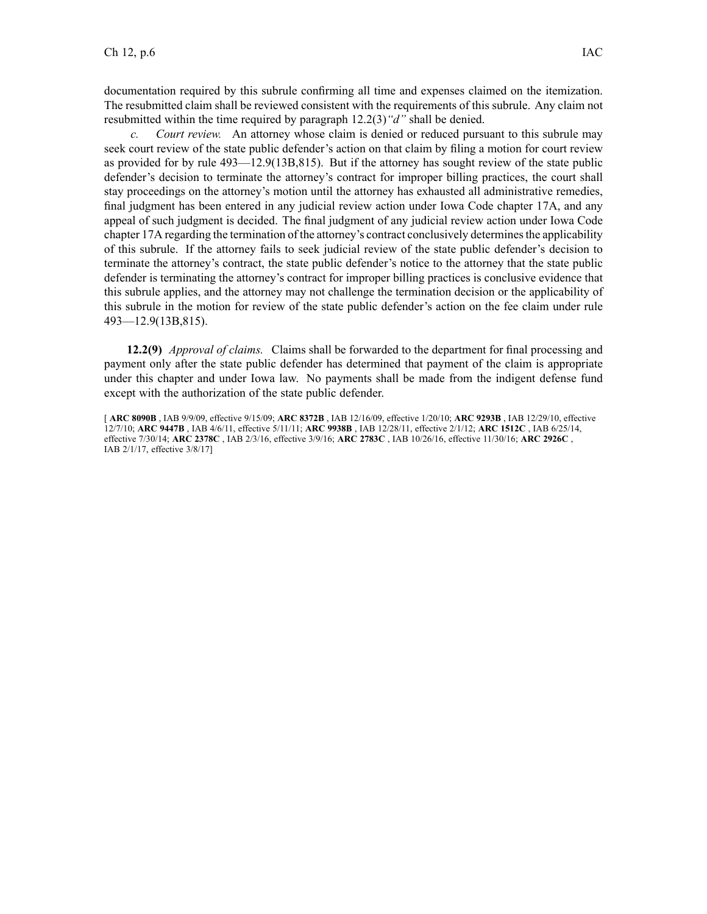documentation required by this subrule confirming all time and expenses claimed on the itemization. The resubmitted claim shall be reviewed consistent with the requirements of this subrule. Any claim not resubmitted within the time required by paragraph 12.2(3)*"d"* shall be denied.

*c. Court review.* An attorney whose claim is denied or reduced pursuant to this subrule may seek court review of the state public defender's action on that claim by filing a motion for court review as provided for by rule 493—12.9(13B,815). But if the attorney has sought review of the state public defender's decision to terminate the attorney's contract for improper billing practices, the court shall stay proceedings on the attorney's motion until the attorney has exhausted all administrative remedies, final judgment has been entered in any judicial review action under Iowa Code chapter 17A, and any appeal of such judgment is decided. The final judgment of any judicial review action under Iowa Code chapter 17A regarding the termination of the attorney's contract conclusively determines the applicability of this subrule. If the attorney fails to seek judicial review of the state public defender's decision to terminate the attorney's contract, the state public defender's notice to the attorney that the state public defender is terminating the attorney's contract for improper billing practices is conclusive evidence that this subrule applies, and the attorney may not challenge the termination decision or the applicability of this subrule in the motion for review of the state public defender's action on the fee claim under rule 493—12.9(13B,815).

**12.2(9)** *Approval of claims.* Claims shall be forwarded to the department for final processing and payment only after the state public defender has determined that payment of the claim is appropriate under this chapter and under Iowa law. No payments shall be made from the indigent defense fund except with the authorization of the state public defender.

[**ARC 8090B**, IAB 9/9/09, effective 9/15/09; **ARC 8372B**, IAB 12/16/09, effective 1/20/10; **ARC 9293B**, IAB 12/29/10, effective 12/7/10; **ARC 9447B**, IAB 4/6/11, effective 5/11/11; **ARC 9938B**, IAB 12/28/11, effective 2/1/12; **ARC 1512C**, IAB 6/25/14, effective 7/30/14; **ARC 2378C**, IAB 2/3/16, effective 3/9/16; **ARC 2783C**, IAB 10/26/16, effective 11/30/16; **ARC 2926C**, IAB 2/1/17, effective 3/8/17]